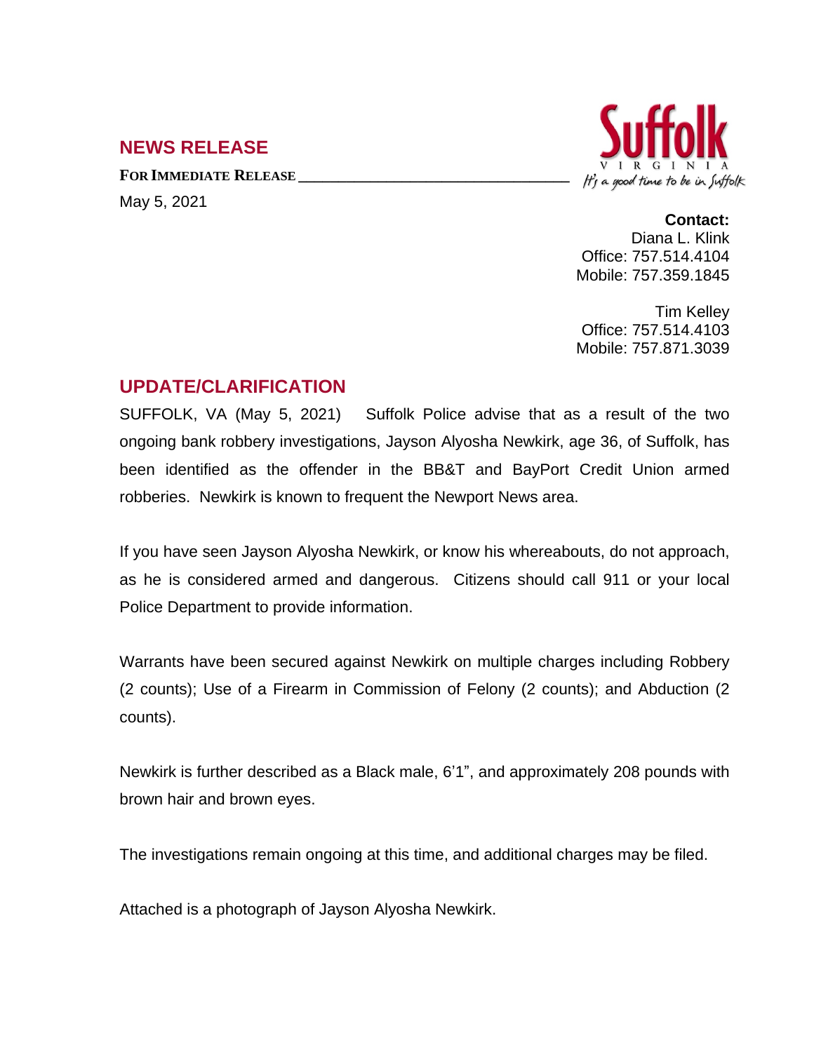## NEWS RELEASE

**FOR IMMEDIATE RELEASE**

May 5, 2021

Suffolk
VIRGINIA
*It's a good time to be in Suffolk*

**Contact:**
Diana L. Klink
Office: 757.514.4104
Mobile: 757.359.1845

Tim Kelley
Office: 757.514.4103
Mobile: 757.871.3039

## UPDATE/CLARIFICATION

SUFFOLK, VA (May 5, 2021) Suffolk Police advise that as a result of the two ongoing bank robbery investigations, Jayson Alyosha Newkirk, age 36, of Suffolk, has been identified as the offender in the BB&T and BayPort Credit Union armed robberies. Newkirk is known to frequent the Newport News area.

If you have seen Jayson Alyosha Newkirk, or know his whereabouts, do not approach, as he is considered armed and dangerous. Citizens should call 911 or your local Police Department to provide information.

Warrants have been secured against Newkirk on multiple charges including Robbery (2 counts); Use of a Firearm in Commission of Felony (2 counts); and Abduction (2 counts).

Newkirk is further described as a Black male, 6'1", and approximately 208 pounds with brown hair and brown eyes.

The investigations remain ongoing at this time, and additional charges may be filed.

Attached is a photograph of Jayson Alyosha Newkirk.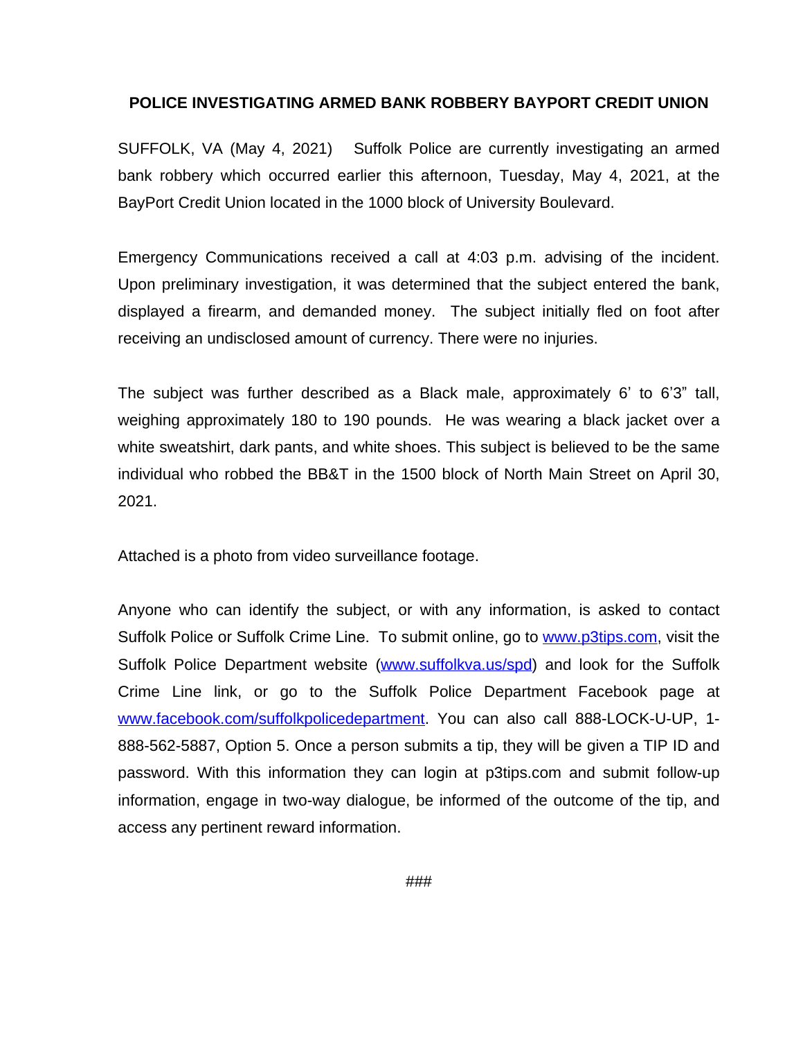**POLICE INVESTIGATING ARMED BANK ROBBERY BAYPORT CREDIT UNION**

SUFFOLK, VA (May 4, 2021) Suffolk Police are currently investigating an armed bank robbery which occurred earlier this afternoon, Tuesday, May 4, 2021, at the BayPort Credit Union located in the 1000 block of University Boulevard.

Emergency Communications received a call at 4:03 p.m. advising of the incident. Upon preliminary investigation, it was determined that the subject entered the bank, displayed a firearm, and demanded money. The subject initially fled on foot after receiving an undisclosed amount of currency. There were no injuries.

The subject was further described as a Black male, approximately 6' to 6'3" tall, weighing approximately 180 to 190 pounds. He was wearing a black jacket over a white sweatshirt, dark pants, and white shoes. This subject is believed to be the same individual who robbed the BB&T in the 1500 block of North Main Street on April 30, 2021.

Attached is a photo from video surveillance footage.

Anyone who can identify the subject, or with any information, is asked to contact Suffolk Police or Suffolk Crime Line. To submit online, go to [www.p3tips.com](http://www.p3tips.com), visit the Suffolk Police Department website ([www.suffolkva.us/spd](http://www.suffolkva.us/spd)) and look for the Suffolk Crime Line link, or go to the Suffolk Police Department Facebook page at [www.facebook.com/suffolkpolicedepartment](http://www.facebook.com/suffolkpolicedepartment). You can also call 888-LOCK-U-UP, 1-888-562-5887, Option 5. Once a person submits a tip, they will be given a TIP ID and password. With this information they can login at p3tips.com and submit follow-up information, engage in two-way dialogue, be informed of the outcome of the tip, and access any pertinent reward information.

###